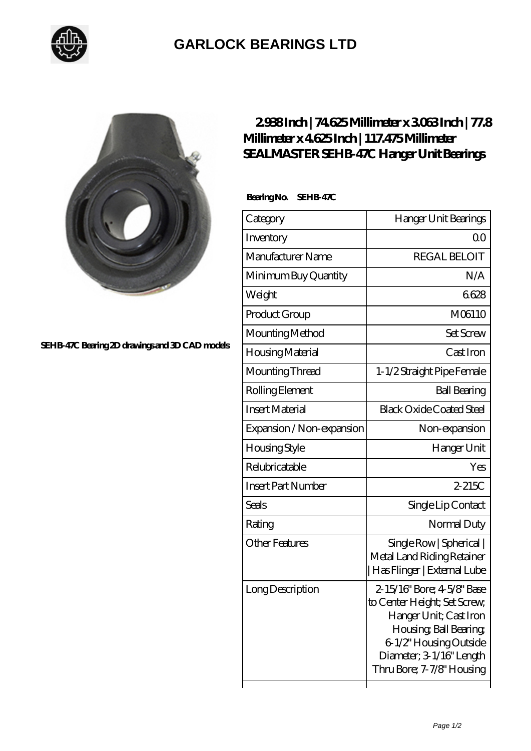# GARLOCK BEARINGS LTD

SEHB-47C Bearing 2D drawings and 3D CAD models

## 2.938 Inch | 74.625 Millimeter x 3.063 Inch | 77.8 Millimeter x 4.625 Inch | 117.475 Millimeter SEALMASTER SEHB-47C Hanger Unit Bearings

**Bearing No. SEHB-47C**

| Category | Hanger Unit Bearings |
|---|---|
| Inventory | 0.0 |
| Manufacturer Name | REGAL BELOIT |
| Minimum Buy Quantity | N/A |
| Weight | 6.628 |
| Product Group | M06110 |
| Mounting Method | Set Screw |
| Housing Material | Cast Iron |
| Mounting Thread | 1-1/2 Straight Pipe Female |
| Rolling Element | Ball Bearing |
| Insert Material | Black Oxide Coated Steel |
| Expansion / Non-expansion | Non-expansion |
| Housing Style | Hanger Unit |
| Relubricatable | Yes |
| Insert Part Number | 2-215C |
| Seals | Single Lip Contact |
| Rating | Normal Duty |
| Other Features | Single Row \| Spherical \| Metal Land Riding Retainer \| Has Flinger \| External Lube |
| Long Description | 2-15/16" Bore; 4-5/8" Base to Center Height; Set Screw; Hanger Unit; Cast Iron Housing; Ball Bearing; 6-1/2" Housing Outside Diameter; 3-1/16" Length Thru Bore; 7-7/8" Housing |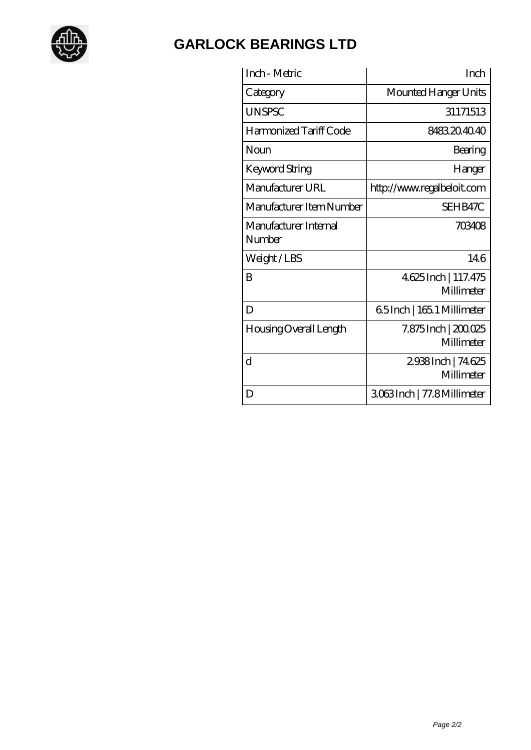# GARLOCK BEARINGS LTD

| | |
|---|---|
| Inch - Metric | Inch |
| Category | Mounted Hanger Units |
| UNSPSC | 31171513 |
| Harmonized Tariff Code | 8483.20.40.40 |
| Noun | Bearing |
| Keyword String | Hanger |
| Manufacturer URL | http://www.regalbeloit.com |
| Manufacturer Item Number | SEHB47C |
| Manufacturer Internal Number | 703408 |
| Weight / LBS | 14.6 |
| B | 4.625 Inch \| 117.475 Millimeter |
| D | 6.5 Inch \| 165.1 Millimeter |
| Housing Overall Length | 7.875 Inch \| 200.025 Millimeter |
| d | 2.938 Inch \| 74.625 Millimeter |
| D | 3.063 Inch \| 77.8 Millimeter |